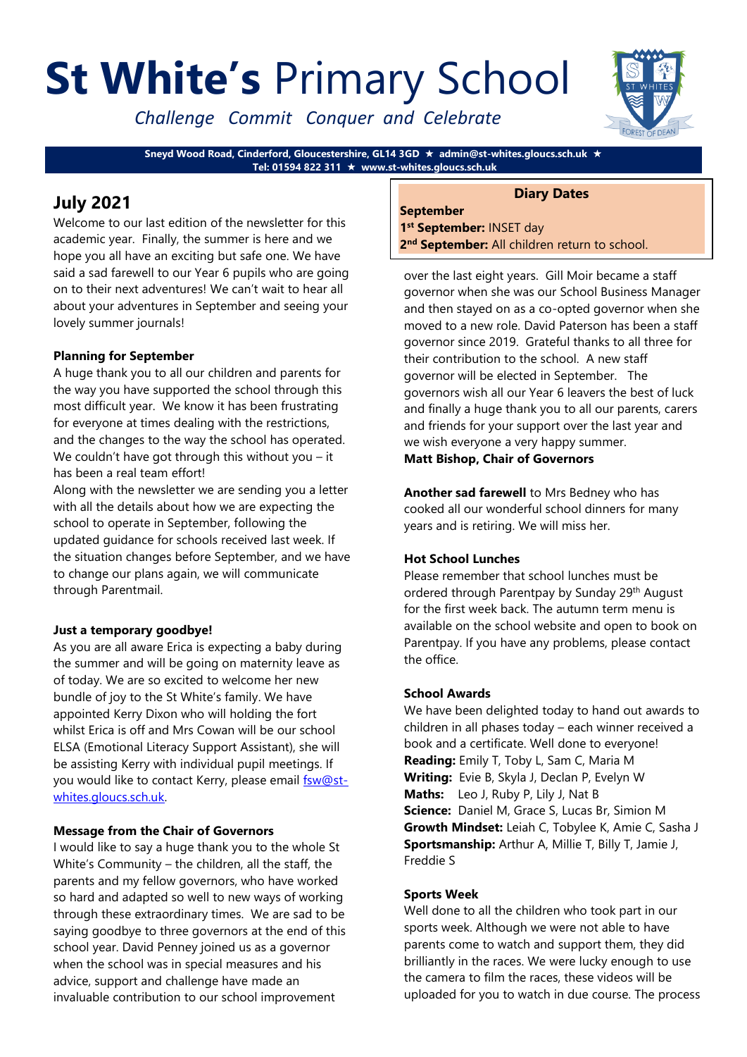# St White's Primary School

*Challenge Commit Conquer and Celebrate*

**Sneyd Wood Road, Cinderford, Gloucestershire, GL14 3GD ★ admin@st-whites.gloucs.sch.uk ★ Tel: 01594 822 311 ★ www.st-whites.gloucs.sch.uk**

## July 2021

Welcome to our last edition of the newsletter for this academic year. Finally, the summer is here and we hope you all have an exciting but safe one. We have said a sad farewell to our Year 6 pupils who are going on to their next adventures! We can't wait to hear all about your adventures in September and seeing your lovely summer journals!

**Planning for September**

A huge thank you to all our children and parents for the way you have supported the school through this most difficult year. We know it has been frustrating for everyone at times dealing with the restrictions, and the changes to the way the school has operated. We couldn't have got through this without you – it has been a real team effort!

Along with the newsletter we are sending you a letter with all the details about how we are expecting the school to operate in September, following the updated guidance for schools received last week. If the situation changes before September, and we have to change our plans again, we will communicate through Parentmail.

**Just a temporary goodbye!**

As you are all aware Erica is expecting a baby during the summer and will be going on maternity leave as of today. We are so excited to welcome her new bundle of joy to the St White's family. We have appointed Kerry Dixon who will holding the fort whilst Erica is off and Mrs Cowan will be our school ELSA (Emotional Literacy Support Assistant), she will be assisting Kerry with individual pupil meetings. If you would like to contact Kerry, please email fsw@st-whites.gloucs.sch.uk.

**Message from the Chair of Governors**

I would like to say a huge thank you to the whole St White's Community – the children, all the staff, the parents and my fellow governors, who have worked so hard and adapted so well to new ways of working through these extraordinary times. We are sad to be saying goodbye to three governors at the end of this school year. David Penney joined us as a governor when the school was in special measures and his advice, support and challenge have made an invaluable contribution to our school improvement over the last eight years. Gill Moir became a staff governor when she was our School Business Manager and then stayed on as a co-opted governor when she moved to a new role. David Paterson has been a staff governor since 2019. Grateful thanks to all three for their contribution to the school. A new staff governor will be elected in September. The governors wish all our Year 6 leavers the best of luck and finally a huge thank you to all our parents, carers and friends for your support over the last year and we wish everyone a very happy summer.

**Matt Bishop, Chair of Governors**

**Diary Dates**

**September**

**1st September:** INSET day

**2nd September:** All children return to school.

**Another sad farewell** to Mrs Bedney who has cooked all our wonderful school dinners for many years and is retiring. We will miss her.

**Hot School Lunches**

Please remember that school lunches must be ordered through Parentpay by Sunday 29th August for the first week back. The autumn term menu is available on the school website and open to book on Parentpay. If you have any problems, please contact the office.

**School Awards**

We have been delighted today to hand out awards to children in all phases today – each winner received a book and a certificate. Well done to everyone!

**Reading:** Emily T, Toby L, Sam C, Maria M

**Writing:** Evie B, Skyla J, Declan P, Evelyn W

**Maths:** Leo J, Ruby P, Lily J, Nat B

**Science:** Daniel M, Grace S, Lucas Br, Simion M

**Growth Mindset:** Leiah C, Tobylee K, Amie C, Sasha J

**Sportsmanship:** Arthur A, Millie T, Billy T, Jamie J, Freddie S

**Sports Week**

Well done to all the children who took part in our sports week. Although we were not able to have parents come to watch and support them, they did brilliantly in the races. We were lucky enough to use the camera to film the races, these videos will be uploaded for you to watch in due course. The process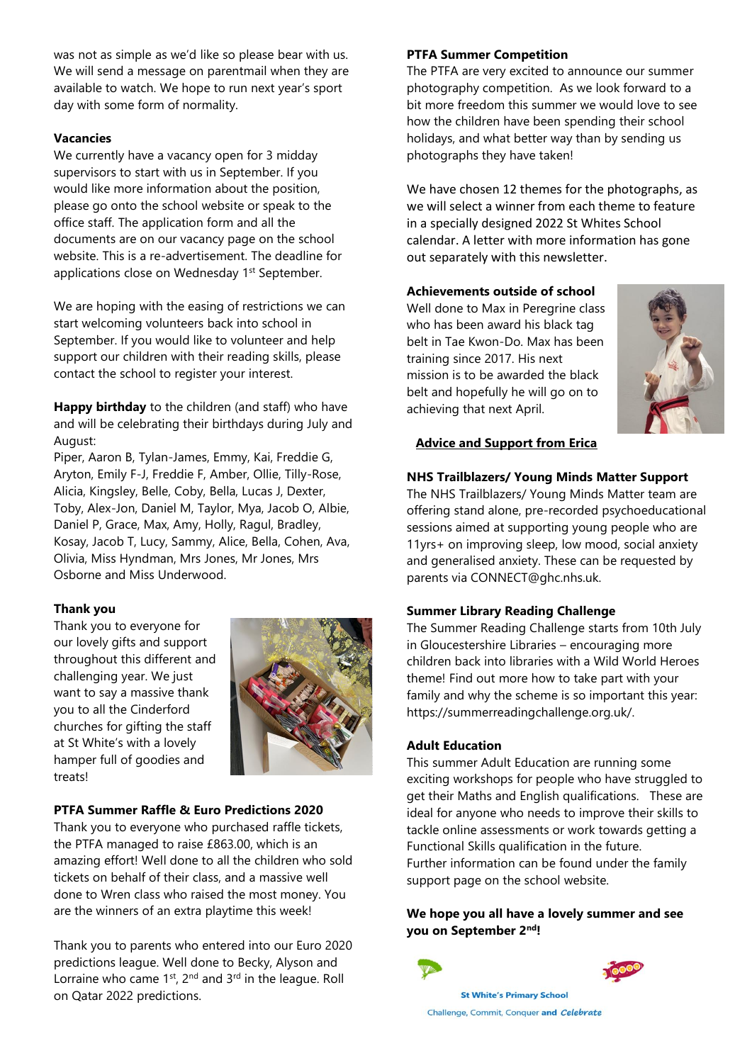was not as simple as we'd like so please bear with us. We will send a message on parentmail when they are available to watch. We hope to run next year's sport day with some form of normality.

**Vacancies**

We currently have a vacancy open for 3 midday supervisors to start with us in September. If you would like more information about the position, please go onto the school website or speak to the office staff. The application form and all the documents are on our vacancy page on the school website. This is a re-advertisement. The deadline for applications close on Wednesday 1st September.

We are hoping with the easing of restrictions we can start welcoming volunteers back into school in September. If you would like to volunteer and help support our children with their reading skills, please contact the school to register your interest.

**Happy birthday** to the children (and staff) who have and will be celebrating their birthdays during July and August:

Piper, Aaron B, Tylan-James, Emmy, Kai, Freddie G, Aryton, Emily F-J, Freddie F, Amber, Ollie, Tilly-Rose, Alicia, Kingsley, Belle, Coby, Bella, Lucas J, Dexter, Toby, Alex-Jon, Daniel M, Taylor, Mya, Jacob O, Albie, Daniel P, Grace, Max, Amy, Holly, Ragul, Bradley, Kosay, Jacob T, Lucy, Sammy, Alice, Bella, Cohen, Ava, Olivia, Miss Hyndman, Mrs Jones, Mr Jones, Mrs Osborne and Miss Underwood.

**Thank you**

Thank you to everyone for our lovely gifts and support throughout this different and challenging year. We just want to say a massive thank you to all the Cinderford churches for gifting the staff at St White's with a lovely hamper full of goodies and treats!

**PTFA Summer Raffle & Euro Predictions 2020**

Thank you to everyone who purchased raffle tickets, the PTFA managed to raise £863.00, which is an amazing effort! Well done to all the children who sold tickets on behalf of their class, and a massive well done to Wren class who raised the most money. You are the winners of an extra playtime this week!

Thank you to parents who entered into our Euro 2020 predictions league. Well done to Becky, Alyson and Lorraine who came 1st, 2nd and 3rd in the league. Roll on Qatar 2022 predictions.

**PTFA Summer Competition**

The PTFA are very excited to announce our summer photography competition. As we look forward to a bit more freedom this summer we would love to see how the children have been spending their school holidays, and what better way than by sending us photographs they have taken!

We have chosen 12 themes for the photographs, as we will select a winner from each theme to feature in a specially designed 2022 St Whites School calendar. A letter with more information has gone out separately with this newsletter.

**Achievements outside of school**

Well done to Max in Peregrine class who has been award his black tag belt in Tae Kwon-Do. Max has been training since 2017. His next mission is to be awarded the black belt and hopefully he will go on to achieving that next April.

**Advice and Support from Erica**

**NHS Trailblazers/ Young Minds Matter Support**

The NHS Trailblazers/ Young Minds Matter team are offering stand alone, pre-recorded psychoeducational sessions aimed at supporting young people who are 11yrs+ on improving sleep, low mood, social anxiety and generalised anxiety. These can be requested by parents via CONNECT@ghc.nhs.uk.

**Summer Library Reading Challenge**

The Summer Reading Challenge starts from 10th July in Gloucestershire Libraries – encouraging more children back into libraries with a Wild World Heroes theme! Find out more how to take part with your family and why the scheme is so important this year: https://summerreadingchallenge.org.uk/.

**Adult Education**

This summer Adult Education are running some exciting workshops for people who have struggled to get their Maths and English qualifications. These are ideal for anyone who needs to improve their skills to tackle online assessments or work towards getting a Functional Skills qualification in the future.

Further information can be found under the family support page on the school website.

**We hope you all have a lovely summer and see you on September 2nd!**

St White's Primary School

Challenge, Commit, Conquer and *Celebrate*